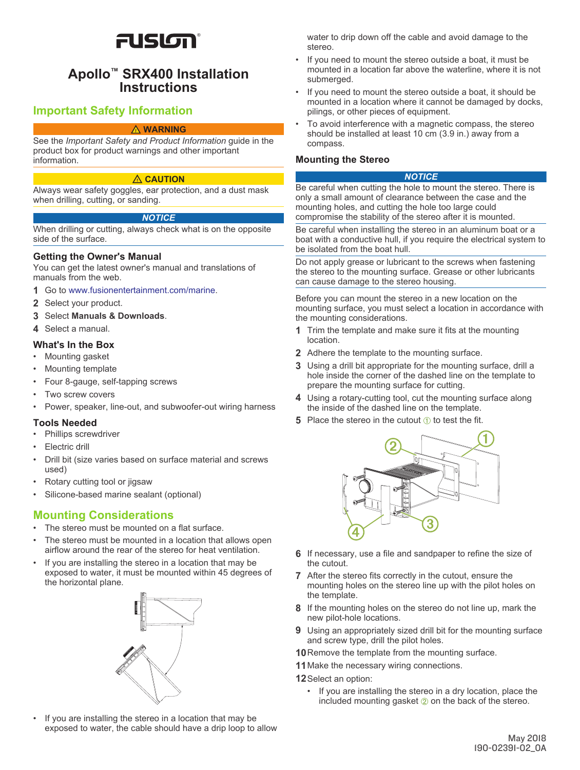FUSION

# Apollo™ SRX400 Installation Instructions

## Important Safety Information

⚠ WARNING

See the *Important Safety and Product Information* guide in the product box for product warnings and other important information.

⚠ CAUTION

Always wear safety goggles, ear protection, and a dust mask when drilling, cutting, or sanding.

*NOTICE*

When drilling or cutting, always check what is on the opposite side of the surface.

### Getting the Owner's Manual

You can get the latest owner's manual and translations of manuals from the web.

1. Go to www.fusionentertainment.com/marine.
2. Select your product.
3. Select **Manuals & Downloads**.
4. Select a manual.

### What's In the Box

- Mounting gasket
- Mounting template
- Four 8-gauge, self-tapping screws
- Two screw covers
- Power, speaker, line-out, and subwoofer-out wiring harness

### Tools Needed

- Phillips screwdriver
- Electric drill
- Drill bit (size varies based on surface material and screws used)
- Rotary cutting tool or jigsaw
- Silicone-based marine sealant (optional)

## Mounting Considerations

- The stereo must be mounted on a flat surface.
- The stereo must be mounted in a location that allows open airflow around the rear of the stereo for heat ventilation.
- If you are installing the stereo in a location that may be exposed to water, it must be mounted within 45 degrees of the horizontal plane.
- If you are installing the stereo in a location that may be exposed to water, the cable should have a drip loop to allow water to drip down off the cable and avoid damage to the stereo.
- If you need to mount the stereo outside a boat, it must be mounted in a location far above the waterline, where it is not submerged.
- If you need to mount the stereo outside a boat, it should be mounted in a location where it cannot be damaged by docks, pilings, or other pieces of equipment.
- To avoid interference with a magnetic compass, the stereo should be installed at least 10 cm (3.9 in.) away from a compass.

### Mounting the Stereo

*NOTICE*

Be careful when cutting the hole to mount the stereo. There is only a small amount of clearance between the case and the mounting holes, and cutting the hole too large could compromise the stability of the stereo after it is mounted.

Be careful when installing the stereo in an aluminum boat or a boat with a conductive hull, if you require the electrical system to be isolated from the boat hull.

Do not apply grease or lubricant to the screws when fastening the stereo to the mounting surface. Grease or other lubricants can cause damage to the stereo housing.

Before you can mount the stereo in a new location on the mounting surface, you must select a location in accordance with the mounting considerations.

1. Trim the template and make sure it fits at the mounting location.
2. Adhere the template to the mounting surface.
3. Using a drill bit appropriate for the mounting surface, drill a hole inside the corner of the dashed line on the template to prepare the mounting surface for cutting.
4. Using a rotary-cutting tool, cut the mounting surface along the inside of the dashed line on the template.
5. Place the stereo in the cutout ① to test the fit.
6. If necessary, use a file and sandpaper to refine the size of the cutout.
7. After the stereo fits correctly in the cutout, ensure the mounting holes on the stereo line up with the pilot holes on the template.
8. If the mounting holes on the stereo do not line up, mark the new pilot-hole locations.
9. Using an appropriately sized drill bit for the mounting surface and screw type, drill the pilot holes.
10. Remove the template from the mounting surface.
11. Make the necessary wiring connections.
12. Select an option:
    - If you are installing the stereo in a dry location, place the included mounting gasket ② on the back of the stereo.

May 2018
190-02391-02_0A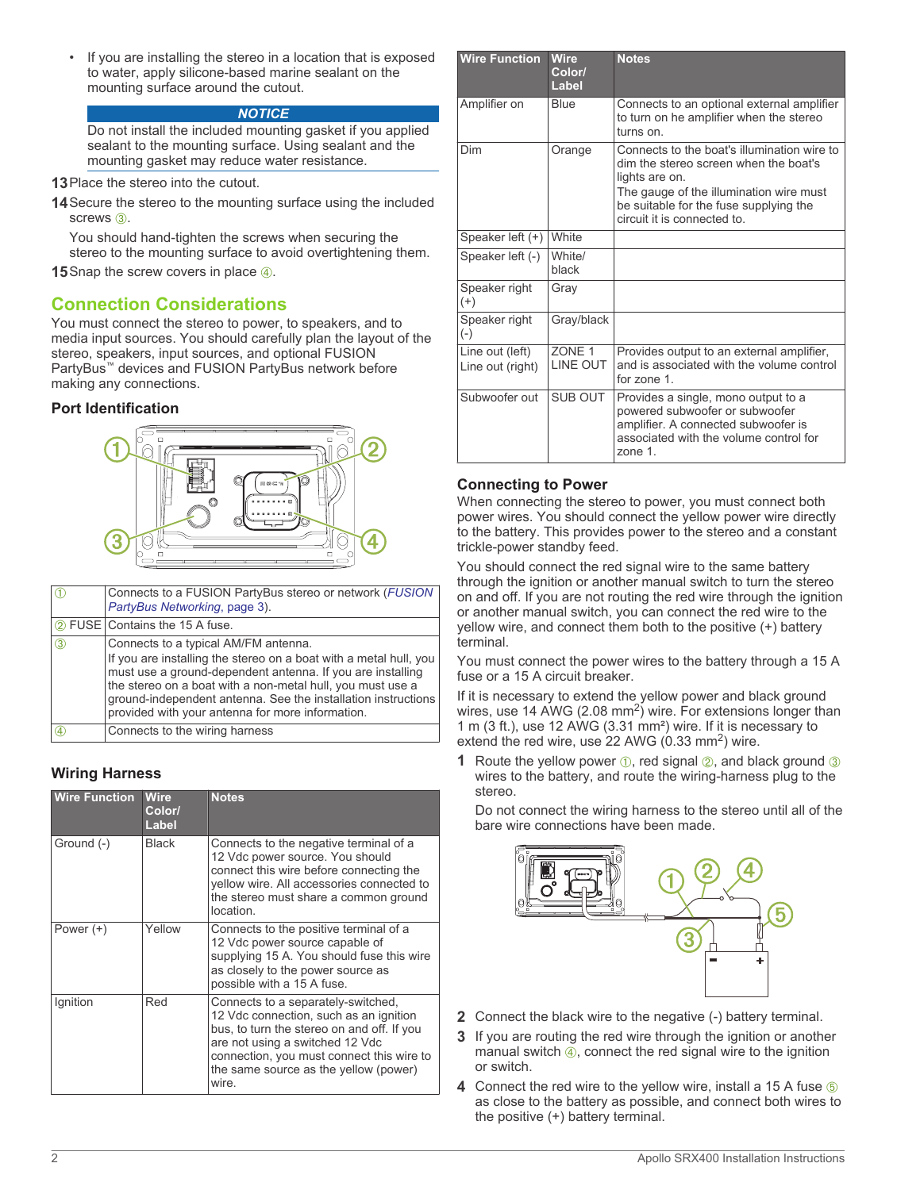- If you are installing the stereo in a location that is exposed to water, apply silicone-based marine sealant on the mounting surface around the cutout.

**NOTICE**

Do not install the included mounting gasket if you applied sealant to the mounting surface. Using sealant and the mounting gasket may reduce water resistance.

13 Place the stereo into the cutout.

14 Secure the stereo to the mounting surface using the included screws ③.

You should hand-tighten the screws when securing the stereo to the mounting surface to avoid overtightening them.

15 Snap the screw covers in place ④.

## Connection Considerations

You must connect the stereo to power, to speakers, and to media input sources. You should carefully plan the layout of the stereo, speakers, input sources, and optional FUSION PartyBus™ devices and FUSION PartyBus network before making any connections.

### Port Identification

| | |
|---|---|
| ① | Connects to a FUSION PartyBus stereo or network (*FUSION PartyBus Networking*, page 3). |
| ② FUSE | Contains the 15 A fuse. |
| ③ | Connects to a typical AM/FM antenna. If you are installing the stereo on a boat with a metal hull, you must use a ground-dependent antenna. If you are installing the stereo on a boat with a non-metal hull, you must use a ground-independent antenna. See the installation instructions provided with your antenna for more information. |
| ④ | Connects to the wiring harness |

### Wiring Harness

| Wire Function | Wire Color/ Label | Notes |
|---|---|---|
| Ground (-) | Black | Connects to the negative terminal of a 12 Vdc power source. You should connect this wire before connecting the yellow wire. All accessories connected to the stereo must share a common ground location. |
| Power (+) | Yellow | Connects to the positive terminal of a 12 Vdc power source capable of supplying 15 A. You should fuse this wire as closely to the power source as possible with a 15 A fuse. |
| Ignition | Red | Connects to a separately-switched, 12 Vdc connection, such as an ignition bus, to turn the stereo on and off. If you are not using a switched 12 Vdc connection, you must connect this wire to the same source as the yellow (power) wire. |
| Amplifier on | Blue | Connects to an optional external amplifier to turn on he amplifier when the stereo turns on. |
| Dim | Orange | Connects to the boat's illumination wire to dim the stereo screen when the boat's lights are on. The gauge of the illumination wire must be suitable for the fuse supplying the circuit it is connected to. |
| Speaker left (+) | White | |
| Speaker left (-) | White/ black | |
| Speaker right (+) | Gray | |
| Speaker right (-) | Gray/black | |
| Line out (left) Line out (right) | ZONE 1 LINE OUT | Provides output to an external amplifier, and is associated with the volume control for zone 1. |
| Subwoofer out | SUB OUT | Provides a single, mono output to a powered subwoofer or subwoofer amplifier. A connected subwoofer is associated with the volume control for zone 1. |

### Connecting to Power

When connecting the stereo to power, you must connect both power wires. You should connect the yellow power wire directly to the battery. This provides power to the stereo and a constant trickle-power standby feed.

You should connect the red signal wire to the same battery through the ignition or another manual switch to turn the stereo on and off. If you are not routing the red wire through the ignition or another manual switch, you can connect the red wire to the yellow wire, and connect them both to the positive (+) battery terminal.

You must connect the power wires to the battery through a 15 A fuse or a 15 A circuit breaker.

If it is necessary to extend the yellow power and black ground wires, use 14 AWG (2.08 $mm^2$) wire. For extensions longer than 1 m (3 ft.), use 12 AWG (3.31 $mm^2$) wire. If it is necessary to extend the red wire, use 22 AWG (0.33 $mm^2$) wire.

1 Route the yellow power ①, red signal ②, and black ground ③ wires to the battery, and route the wiring-harness plug to the stereo.

Do not connect the wiring harness to the stereo until all of the bare wire connections have been made.

2 Connect the black wire to the negative (-) battery terminal.

3 If you are routing the red wire through the ignition or another manual switch ④, connect the red signal wire to the ignition or switch.

4 Connect the red wire to the yellow wire, install a 15 A fuse ⑤ as close to the battery as possible, and connect both wires to the positive (+) battery terminal.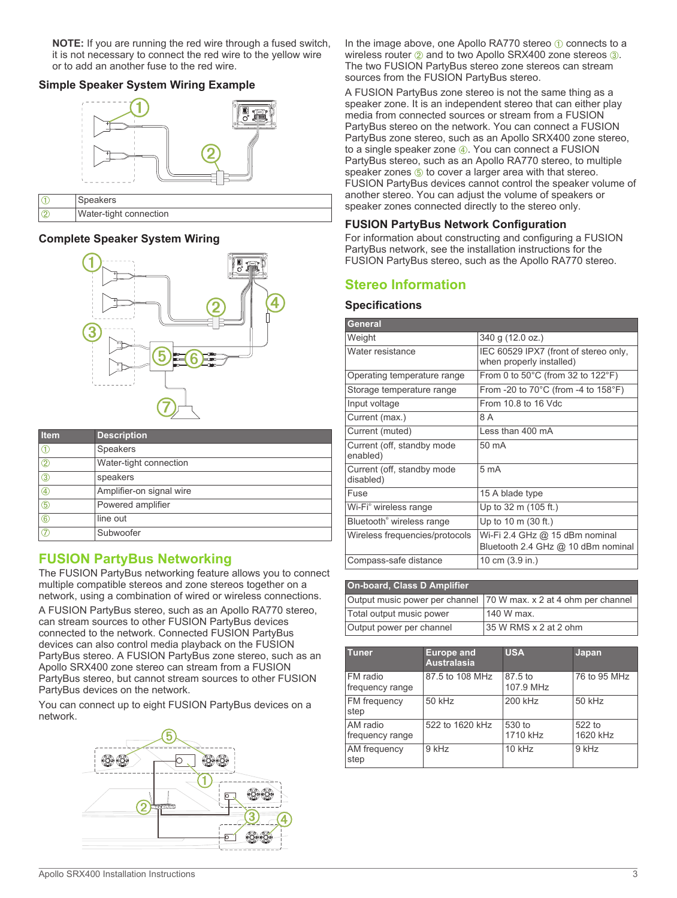**NOTE:** If you are running the red wire through a fused switch, it is not necessary to connect the red wire to the yellow wire or to add an another fuse to the red wire.

### Simple Speaker System Wiring Example

| | |
|---|---|
| ① | Speakers |
| ② | Water-tight connection |

### Complete Speaker System Wiring

| Item | Description |
|---|---|
| ① | Speakers |
| ② | Water-tight connection |
| ③ | speakers |
| ④ | Amplifier-on signal wire |
| ⑤ | Powered amplifier |
| ⑥ | line out |
| ⑦ | Subwoofer |

## FUSION PartyBus Networking

The FUSION PartyBus networking feature allows you to connect multiple compatible stereos and zone stereos together on a network, using a combination of wired or wireless connections.

A FUSION PartyBus stereo, such as an Apollo RA770 stereo, can stream sources to other FUSION PartyBus devices connected to the network. Connected FUSION PartyBus devices can also control media playback on the FUSION PartyBus stereo. A FUSION PartyBus zone stereo, such as an Apollo SRX400 zone stereo can stream from a FUSION PartyBus stereo, but cannot stream sources to other FUSION PartyBus devices on the network.

You can connect up to eight FUSION PartyBus devices on a network.

In the image above, one Apollo RA770 stereo ① connects to a wireless router ② and to two Apollo SRX400 zone stereos ③. The two FUSION PartyBus stereo zone stereos can stream sources from the FUSION PartyBus stereo.

A FUSION PartyBus zone stereo is not the same thing as a speaker zone. It is an independent stereo that can either play media from connected sources or stream from a FUSION PartyBus stereo on the network. You can connect a FUSION PartyBus zone stereo, such as an Apollo SRX400 zone stereo, to a single speaker zone ④. You can connect a FUSION PartyBus stereo, such as an Apollo RA770 stereo, to multiple speaker zones ⑤ to cover a larger area with that stereo. FUSION PartyBus devices cannot control the speaker volume of another stereo. You can adjust the volume of speakers or speaker zones connected directly to the stereo only.

### FUSION PartyBus Network Configuration

For information about constructing and configuring a FUSION PartyBus network, see the installation instructions for the FUSION PartyBus stereo, such as the Apollo RA770 stereo.

## Stereo Information

### Specifications

| General | |
|---|---|
| Weight | 340 g (12.0 oz.) |
| Water resistance | IEC 60529 IPX7 (front of stereo only, when properly installed) |
| Operating temperature range | From 0 to 50°C (from 32 to 122°F) |
| Storage temperature range | From -20 to 70°C (from -4 to 158°F) |
| Input voltage | From 10.8 to 16 Vdc |
| Current (max.) | 8 A |
| Current (muted) | Less than 400 mA |
| Current (off, standby mode enabled) | 50 mA |
| Current (off, standby mode disabled) | 5 mA |
| Fuse | 15 A blade type |
| Wi-Fi® wireless range | Up to 32 m (105 ft.) |
| Bluetooth® wireless range | Up to 10 m (30 ft.) |
| Wireless frequencies/protocols | Wi-Fi 2.4 GHz @ 15 dBm nominal<br>Bluetooth 2.4 GHz @ 10 dBm nominal |
| Compass-safe distance | 10 cm (3.9 in.) |

| On-board, Class D Amplifier | |
|---|---|
| Output music power per channel | 70 W max. x 2 at 4 ohm per channel |
| Total output music power | 140 W max. |
| Output power per channel | 35 W RMS x 2 at 2 ohm |

| Tuner | Europe and Australasia | USA | Japan |
|---|---|---|---|
| FM radio frequency range | 87.5 to 108 MHz | 87.5 to 107.9 MHz | 76 to 95 MHz |
| FM frequency step | 50 kHz | 200 kHz | 50 kHz |
| AM radio frequency range | 522 to 1620 kHz | 530 to 1710 kHz | 522 to 1620 kHz |
| AM frequency step | 9 kHz | 10 kHz | 9 kHz |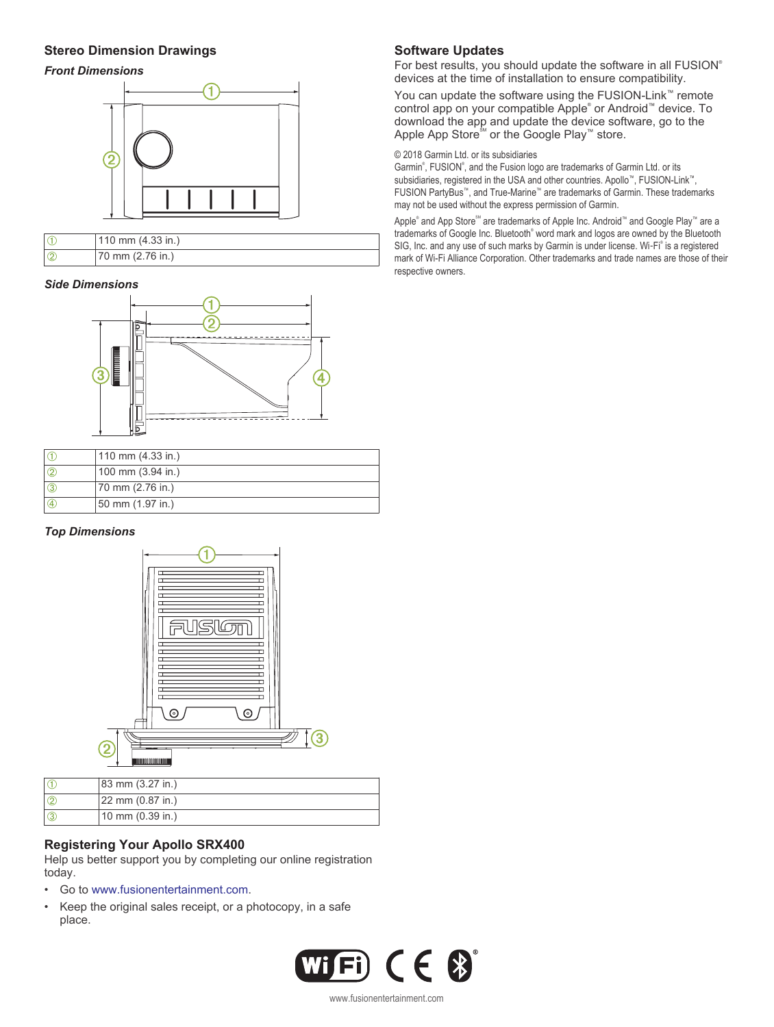## Stereo Dimension Drawings

### *Front Dimensions*

| | |
|---|---|
| ① | 110 mm (4.33 in.) |
| ② | 70 mm (2.76 in.) |

### *Side Dimensions*

| | |
|---|---|
| ① | 110 mm (4.33 in.) |
| ② | 100 mm (3.94 in.) |
| ③ | 70 mm (2.76 in.) |
| ④ | 50 mm (1.97 in.) |

### *Top Dimensions*

| | |
|---|---|
| ① | 83 mm (3.27 in.) |
| ② | 22 mm (0.87 in.) |
| ③ | 10 mm (0.39 in.) |

## Registering Your Apollo SRX400

Help us better support you by completing our online registration today.

- Go to www.fusionentertainment.com.
- Keep the original sales receipt, or a photocopy, in a safe place.

## Software Updates

For best results, you should update the software in all FUSION® devices at the time of installation to ensure compatibility.

You can update the software using the FUSION-Link™ remote control app on your compatible Apple® or Android™ device. To download the app and update the device software, go to the Apple App Store℠ or the Google Play™ store.

© 2018 Garmin Ltd. or its subsidiaries

Garmin®, FUSION®, and the Fusion logo are trademarks of Garmin Ltd. or its subsidiaries, registered in the USA and other countries. Apollo™, FUSION-Link™, FUSION PartyBus™, and True-Marine™ are trademarks of Garmin. These trademarks may not be used without the express permission of Garmin.

Apple® and App Store℠ are trademarks of Apple Inc. Android™ and Google Play™ are a trademarks of Google Inc. Bluetooth® word mark and logos are owned by the Bluetooth SIG, Inc. and any use of such marks by Garmin is under license. Wi-Fi® is a registered mark of Wi-Fi Alliance Corporation. Other trademarks and trade names are those of their respective owners.

www.fusionentertainment.com